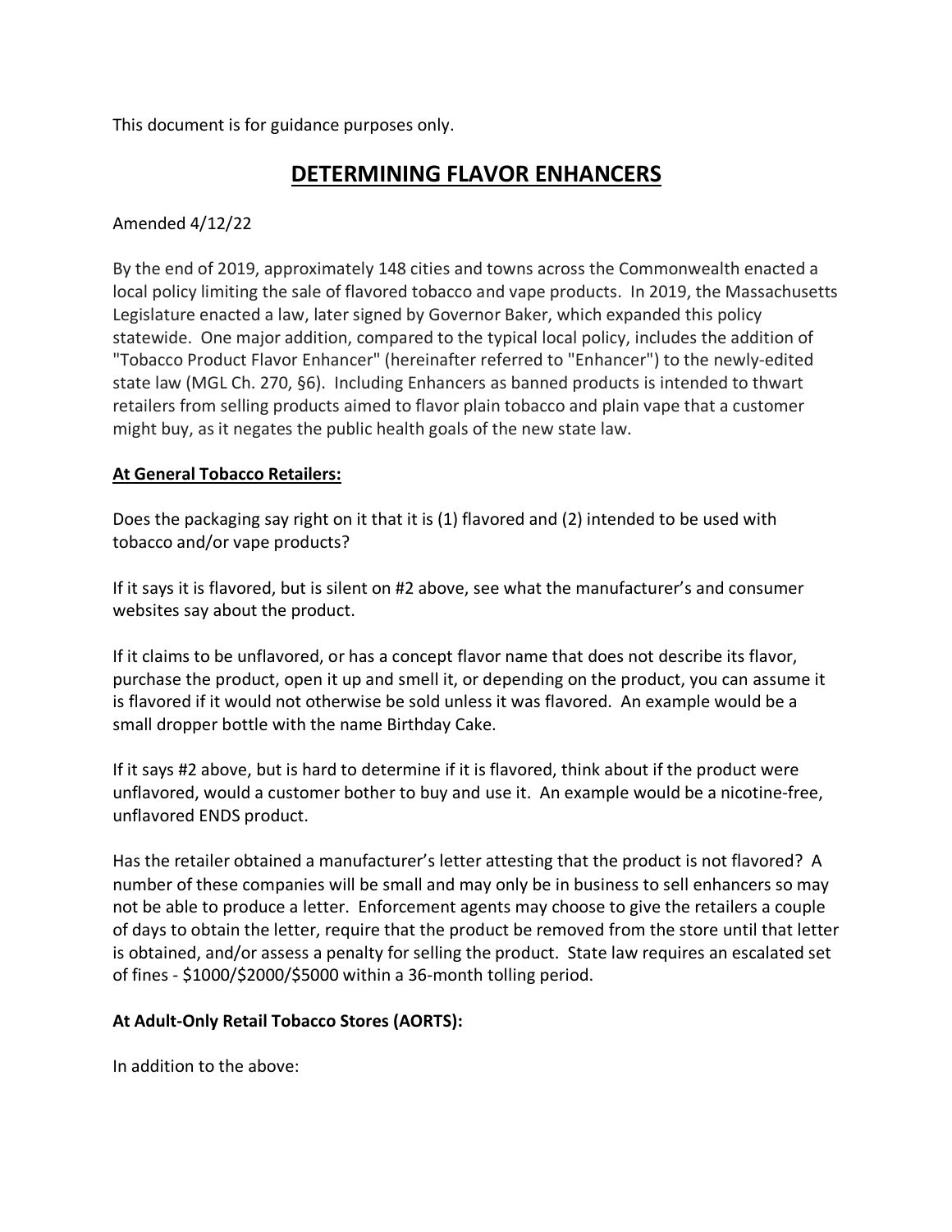This document is for guidance purposes only.

# DETERMINING FLAVOR ENHANCERS

Amended 4/12/22

By the end of 2019, approximately 148 cities and towns across the Commonwealth enacted a local policy limiting the sale of flavored tobacco and vape products. In 2019, the Massachusetts Legislature enacted a law, later signed by Governor Baker, which expanded this policy statewide. One major addition, compared to the typical local policy, includes the addition of "Tobacco Product Flavor Enhancer" (hereinafter referred to "Enhancer") to the newly-edited state law (MGL Ch. 270, §6). Including Enhancers as banned products is intended to thwart retailers from selling products aimed to flavor plain tobacco and plain vape that a customer might buy, as it negates the public health goals of the new state law.

## At General Tobacco Retailers:

Does the packaging say right on it that it is (1) flavored and (2) intended to be used with tobacco and/or vape products?

If it says it is flavored, but is silent on #2 above, see what the manufacturer's and consumer websites say about the product.

If it claims to be unflavored, or has a concept flavor name that does not describe its flavor, purchase the product, open it up and smell it, or depending on the product, you can assume it is flavored if it would not otherwise be sold unless it was flavored. An example would be a small dropper bottle with the name Birthday Cake.

If it says #2 above, but is hard to determine if it is flavored, think about if the product were unflavored, would a customer bother to buy and use it. An example would be a nicotine-free, unflavored ENDS product.

Has the retailer obtained a manufacturer's letter attesting that the product is not flavored? A number of these companies will be small and may only be in business to sell enhancers so may not be able to produce a letter. Enforcement agents may choose to give the retailers a couple of days to obtain the letter, require that the product be removed from the store until that letter is obtained, and/or assess a penalty for selling the product. State law requires an escalated set of fines - $1000/$2000/$5000 within a 36-month tolling period.

## At Adult-Only Retail Tobacco Stores (AORTS):

In addition to the above: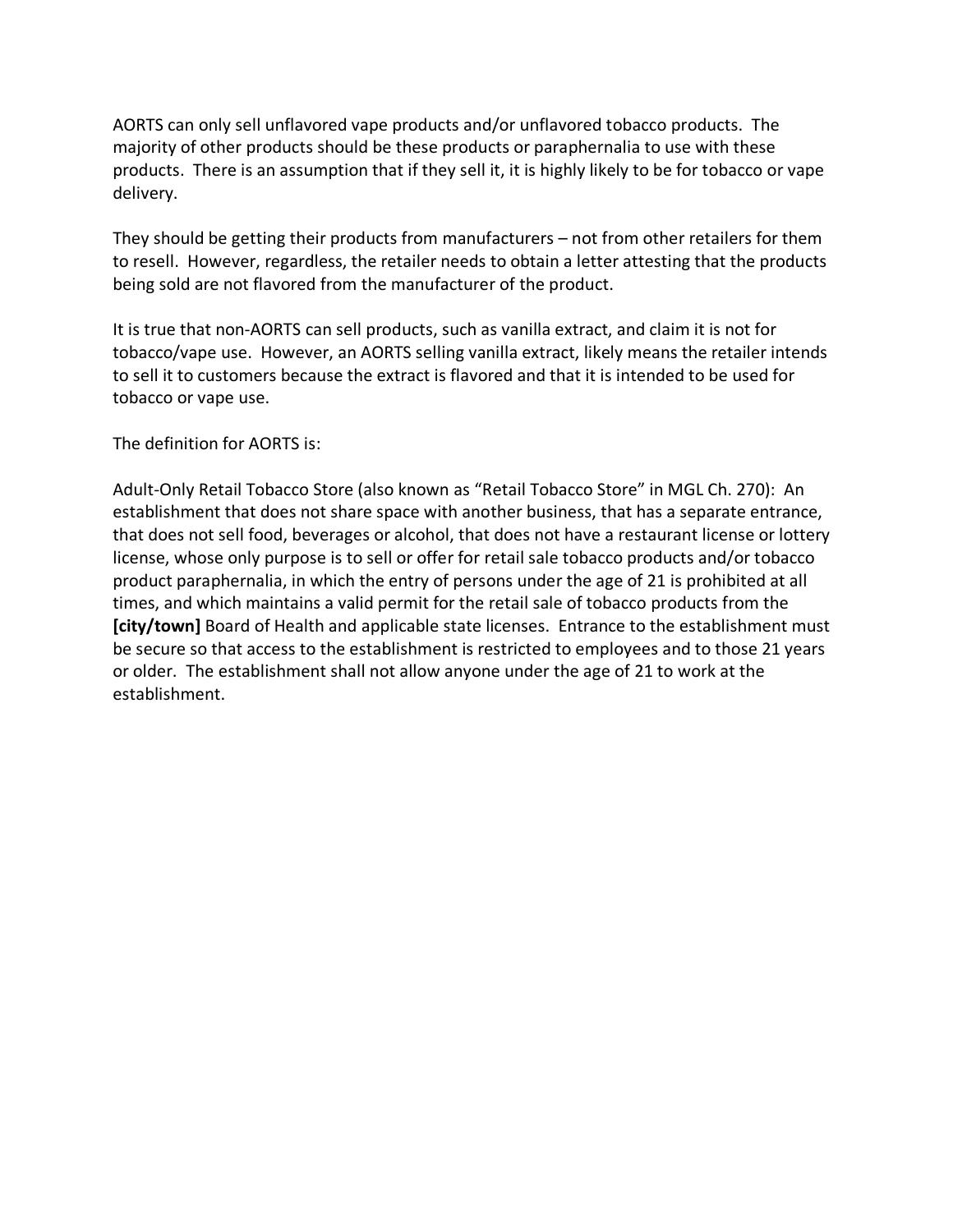AORTS can only sell unflavored vape products and/or unflavored tobacco products. The majority of other products should be these products or paraphernalia to use with these products. There is an assumption that if they sell it, it is highly likely to be for tobacco or vape delivery.

They should be getting their products from manufacturers – not from other retailers for them to resell. However, regardless, the retailer needs to obtain a letter attesting that the products being sold are not flavored from the manufacturer of the product.

It is true that non-AORTS can sell products, such as vanilla extract, and claim it is not for tobacco/vape use. However, an AORTS selling vanilla extract, likely means the retailer intends to sell it to customers because the extract is flavored and that it is intended to be used for tobacco or vape use.

The definition for AORTS is:

Adult-Only Retail Tobacco Store (also known as "Retail Tobacco Store" in MGL Ch. 270): An establishment that does not share space with another business, that has a separate entrance, that does not sell food, beverages or alcohol, that does not have a restaurant license or lottery license, whose only purpose is to sell or offer for retail sale tobacco products and/or tobacco product paraphernalia, in which the entry of persons under the age of 21 is prohibited at all times, and which maintains a valid permit for the retail sale of tobacco products from the **[city/town]** Board of Health and applicable state licenses. Entrance to the establishment must be secure so that access to the establishment is restricted to employees and to those 21 years or older. The establishment shall not allow anyone under the age of 21 to work at the establishment.